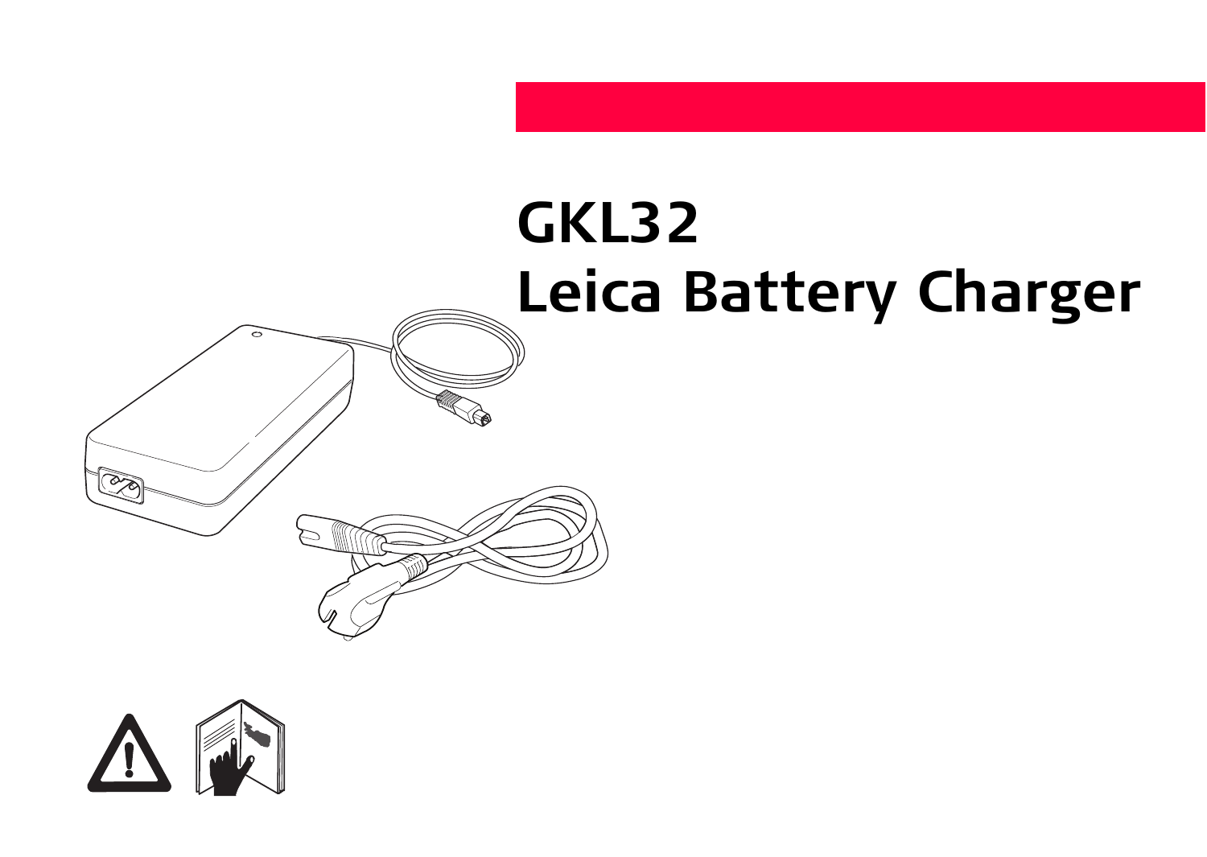# GKL32
# Leica Battery Charger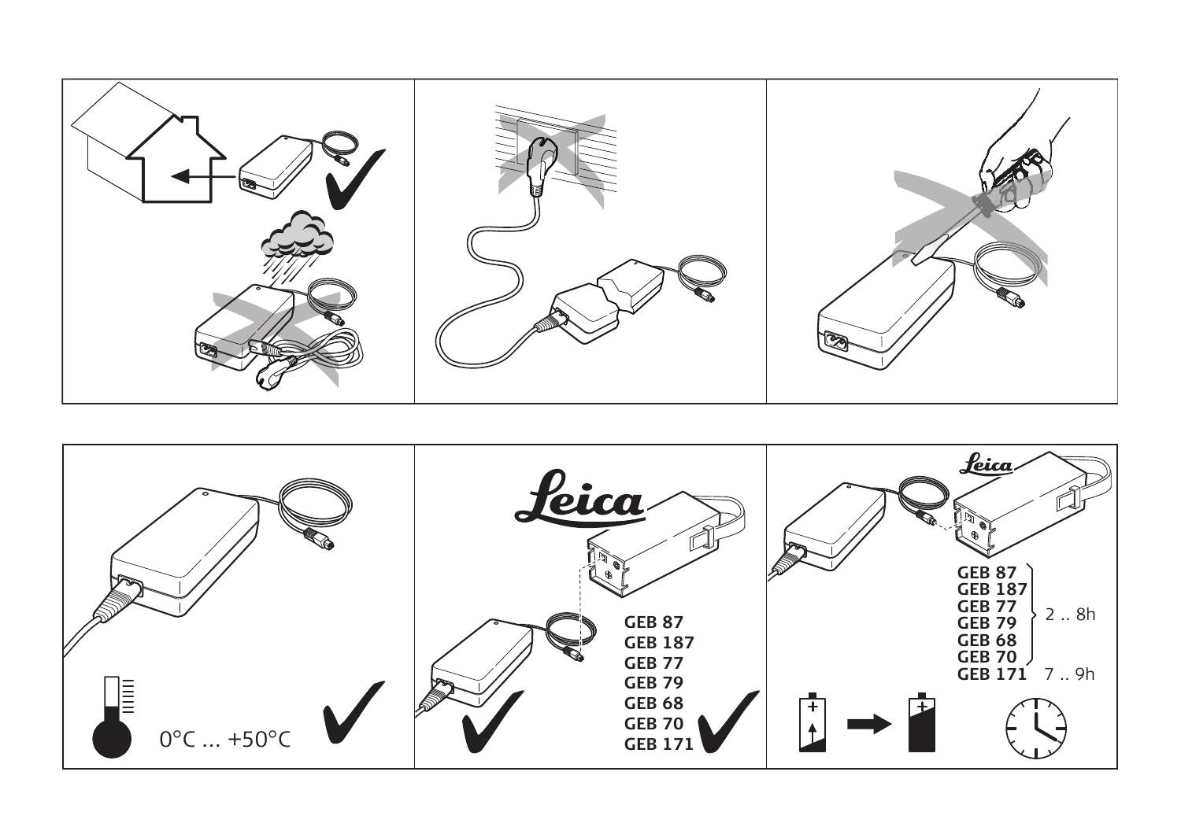0°C ... +50°C

Leica

GEB 87
GEB 187
GEB 77
GEB 79
GEB 68
GEB 70
GEB 171

Leica

GEB 87
GEB 187
GEB 77
GEB 79
GEB 68
GEB 70 } 2 .. 8h
GEB 171 7 .. 9h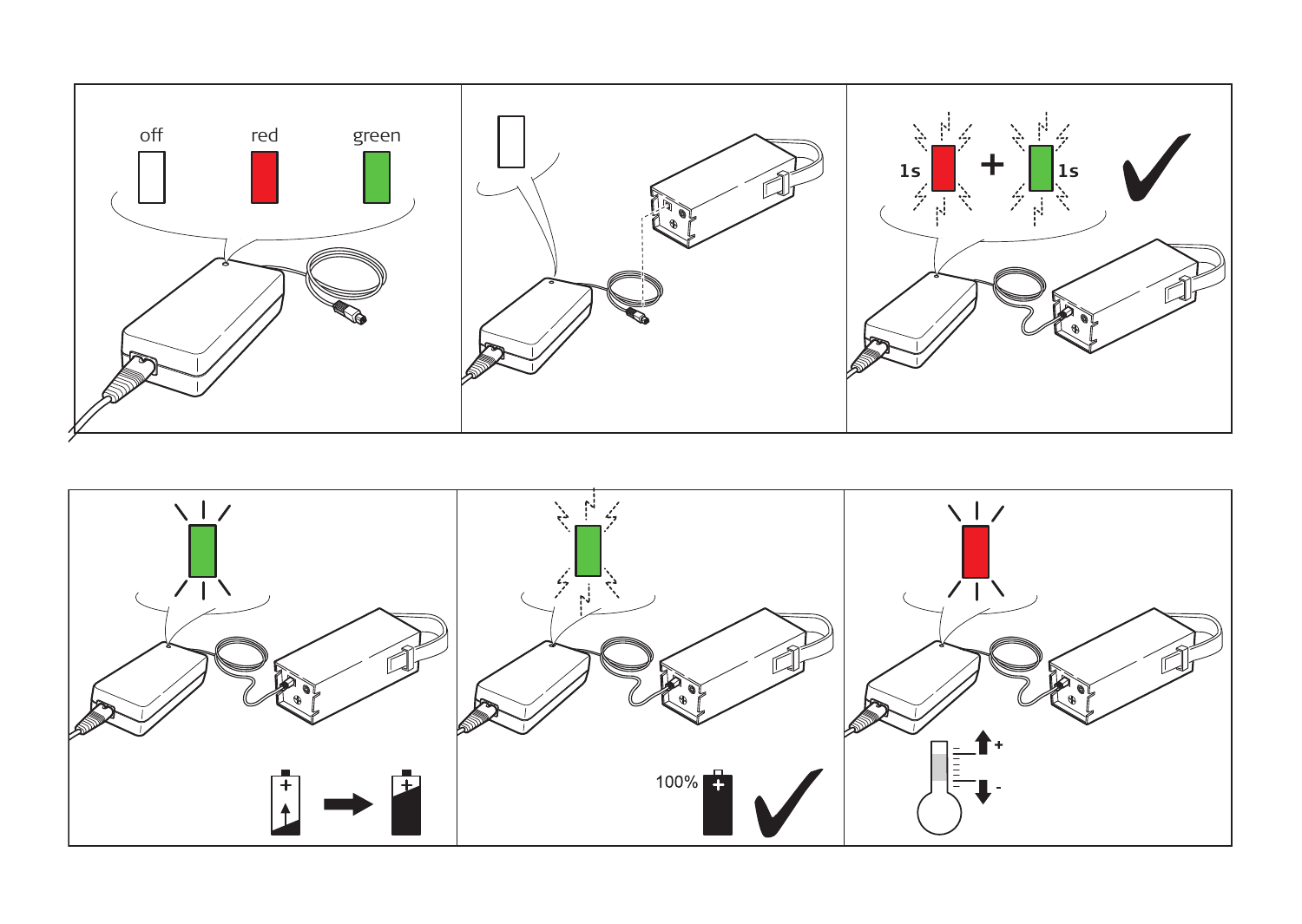off red green

1s + 1s

100%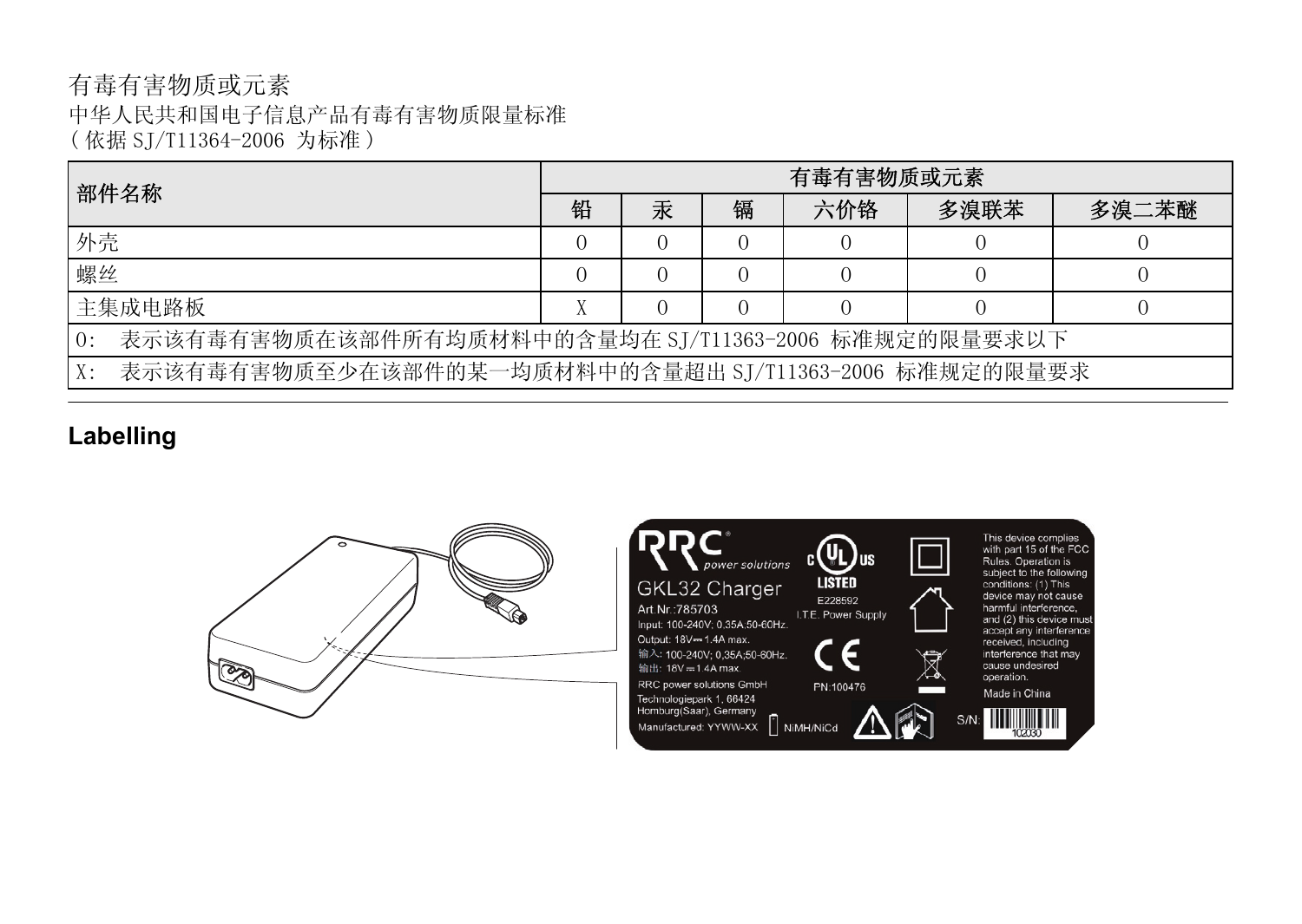有毒有害物质或元素

中华人民共和国电子信息产品有毒有害物质限量标准

（依据 SJ/T11364-2006 为标准）

| 部件名称 | 有毒有害物质或元素 | | | | | |
|---|---|---|---|---|---|---|
| | 铅 | 汞 | 镉 | 六价铬 | 多溴联苯 | 多溴二苯醚 |
| 外壳 | 0 | 0 | 0 | 0 | 0 | 0 |
| 螺丝 | 0 | 0 | 0 | 0 | 0 | 0 |
| 主集成电路板 | X | 0 | 0 | 0 | 0 | 0 |
| 0: 表示该有毒有害物质在该部件所有均质材料中的含量均在 SJ/T11363-2006 标准规定的限量要求以下 | | | | | | |
| X: 表示该有毒有害物质至少在该部件的某一均质材料中的含量超出 SJ/T11363-2006 标准规定的限量要求 | | | | | | |

## Labelling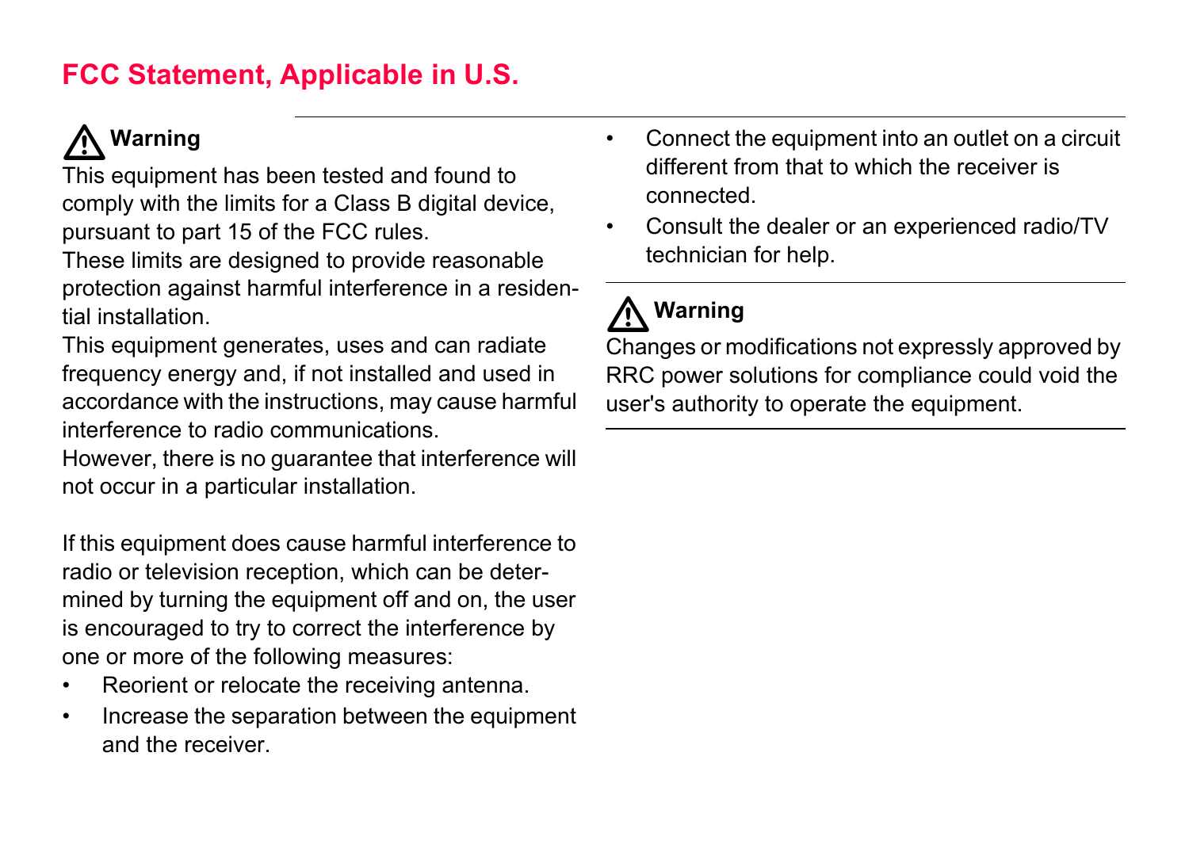## FCC Statement, Applicable in U.S.

**⚠ Warning**

This equipment has been tested and found to comply with the limits for a Class B digital device, pursuant to part 15 of the FCC rules.

These limits are designed to provide reasonable protection against harmful interference in a residential installation.

This equipment generates, uses and can radiate frequency energy and, if not installed and used in accordance with the instructions, may cause harmful interference to radio communications.

However, there is no guarantee that interference will not occur in a particular installation.

If this equipment does cause harmful interference to radio or television reception, which can be determined by turning the equipment off and on, the user is encouraged to try to correct the interference by one or more of the following measures:

- Reorient or relocate the receiving antenna.
- Increase the separation between the equipment and the receiver.
- Connect the equipment into an outlet on a circuit different from that to which the receiver is connected.
- Consult the dealer or an experienced radio/TV technician for help.

**⚠ Warning**

Changes or modifications not expressly approved by RRC power solutions for compliance could void the user's authority to operate the equipment.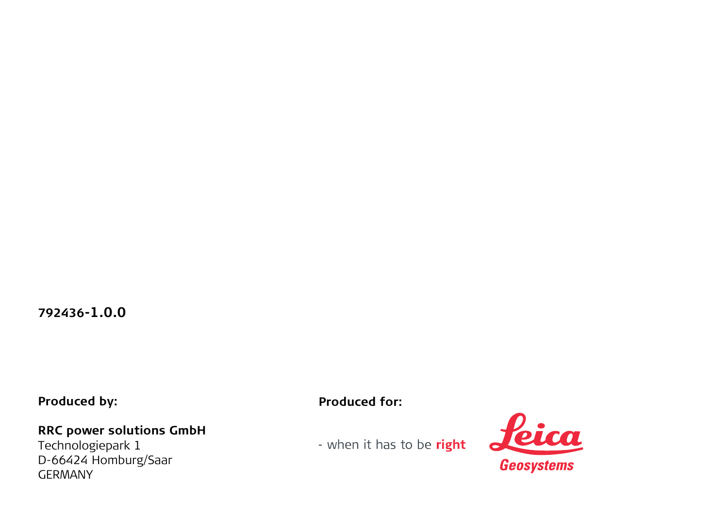**792436-1.0.0**

**Produced by:**

**RRC power solutions GmbH**
Technologiepark 1
D-66424 Homburg/Saar
GERMANY

**Produced for:**

- when it has to be **right**

Leica
Geosystems